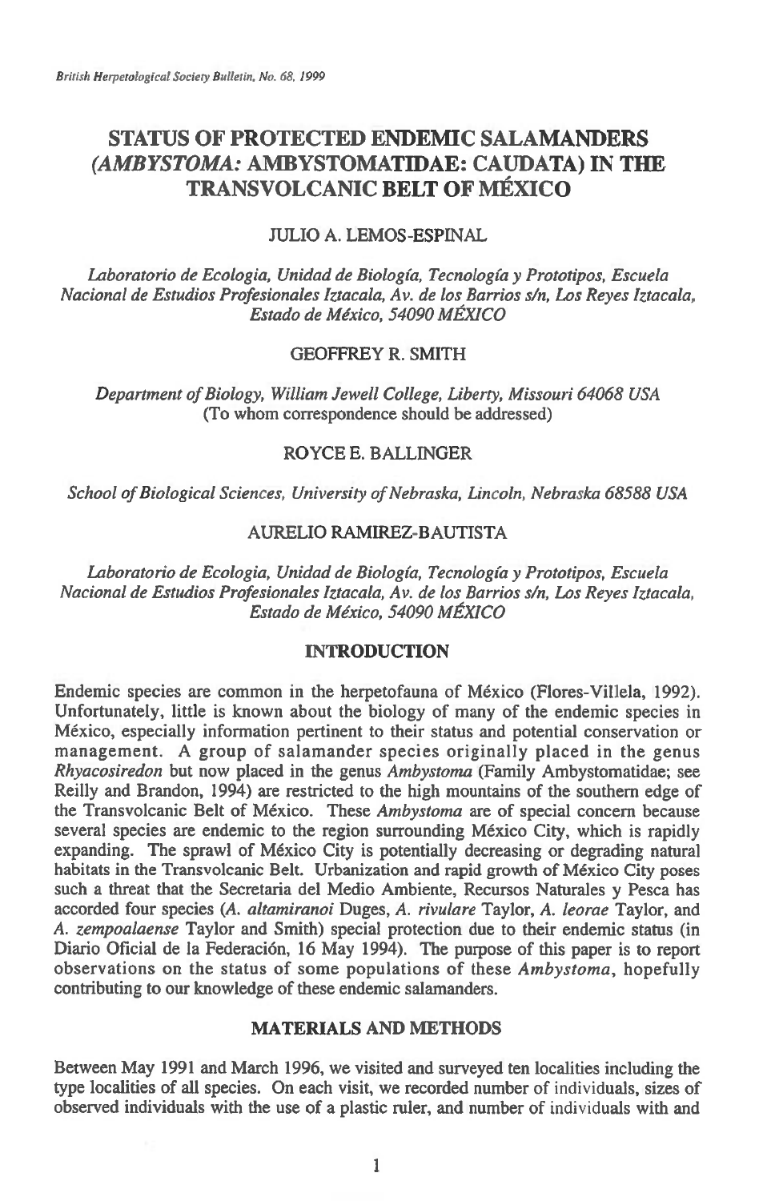# STATUS OF PROTECTED ENDEMIC SALAMANDERS (*AMBYSTOMA*: AMBYSTOMATIDAE: CAUDATA) IN THE TRANSVOLCANIC BELT OF MÉXICO

JULIO A. LEMOS-ESPINAL

*Laboratorio de Ecologia, Unidad de Biología, Tecnología y Prototipos, Escuela Nacional de Estudios Profesionales Iztacala, Av. de los Barrios s/n, Los Reyes Iztacala, Estado de México, 54090 MÉXICO*

GEOFFREY R. SMITH

*Department of Biology, William Jewell College, Liberty, Missouri 64068 USA*
(To whom correspondence should be addressed)

ROYCE E. BALLINGER

*School of Biological Sciences, University of Nebraska, Lincoln, Nebraska 68588 USA*

AURELIO RAMIREZ-BAUTISTA

*Laboratorio de Ecologia, Unidad de Biología, Tecnología y Prototipos, Escuela Nacional de Estudios Profesionales Iztacala, Av. de los Barrios s/n, Los Reyes Iztacala, Estado de México, 54090 MÉXICO*

## INTRODUCTION

Endemic species are common in the herpetofauna of México (Flores-Villela, 1992). Unfortunately, little is known about the biology of many of the endemic species in México, especially information pertinent to their status and potential conservation or management. A group of salamander species originally placed in the genus *Rhyacosiredon* but now placed in the genus *Ambystoma* (Family Ambystomatidae; see Reilly and Brandon, 1994) are restricted to the high mountains of the southern edge of the Transvolcanic Belt of México. These *Ambystoma* are of special concern because several species are endemic to the region surrounding México City, which is rapidly expanding. The sprawl of México City is potentially decreasing or degrading natural habitats in the Transvolcanic Belt. Urbanization and rapid growth of México City poses such a threat that the Secretaria del Medio Ambiente, Recursos Naturales y Pesca has accorded four species (*A. altamiranoi* Duges, *A. rivulare* Taylor, *A. leorae* Taylor, and *A. zempoalaense* Taylor and Smith) special protection due to their endemic status (in Diario Oficial de la Federación, 16 May 1994). The purpose of this paper is to report observations on the status of some populations of these *Ambystoma*, hopefully contributing to our knowledge of these endemic salamanders.

## MATERIALS AND METHODS

Between May 1991 and March 1996, we visited and surveyed ten localities including the type localities of all species. On each visit, we recorded number of individuals, sizes of observed individuals with the use of a plastic ruler, and number of individuals with and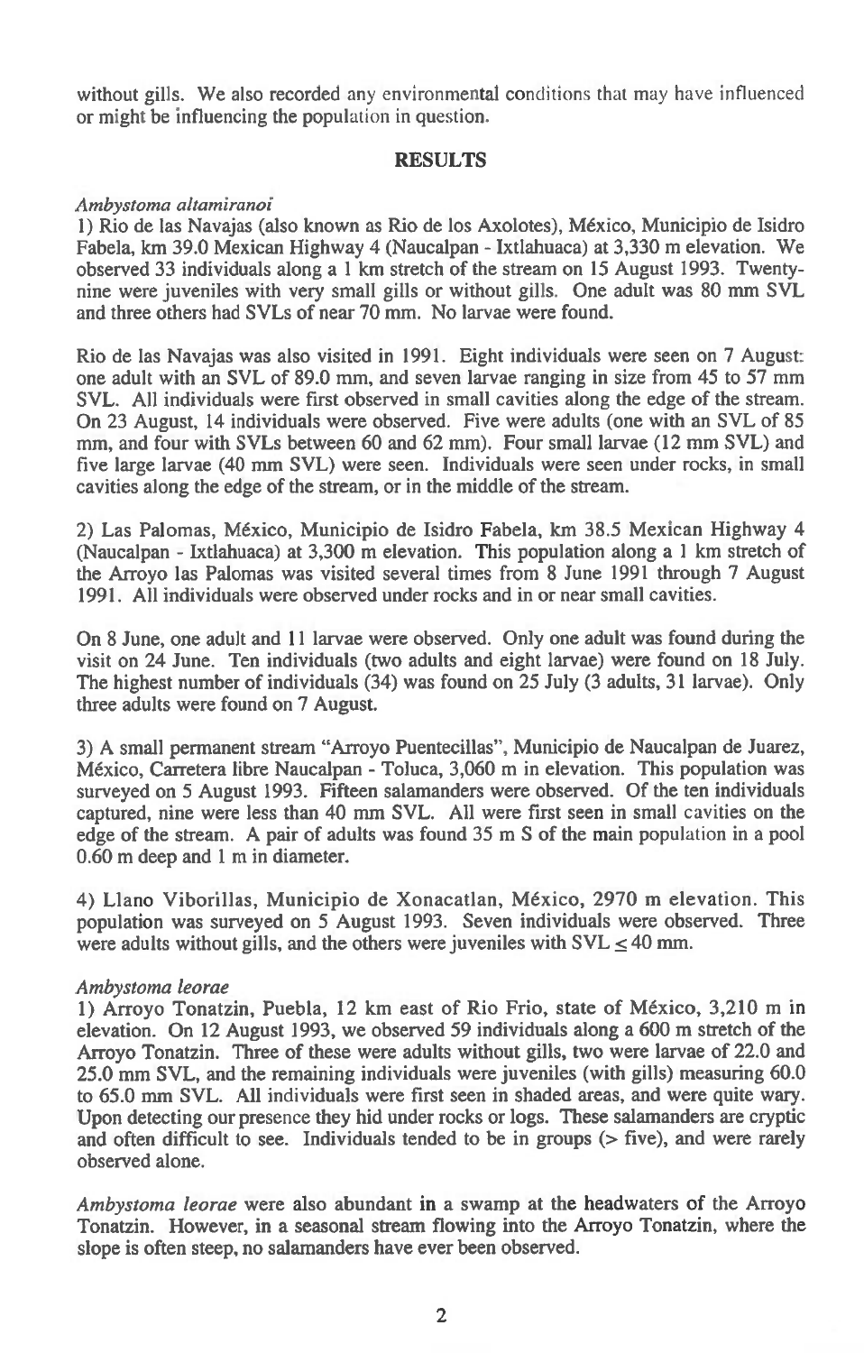without gills. We also recorded any environmental conditions that may have influenced or might be influencing the population in question.

## RESULTS

*Ambystoma altamiranoi*

1) Rio de las Navajas (also known as Rio de los Axolotes), México, Municipio de Isidro Fabela, km 39.0 Mexican Highway 4 (Naucalpan - Ixtlahuaca) at 3,330 m elevation. We observed 33 individuals along a 1 km stretch of the stream on 15 August 1993. Twenty-nine were juveniles with very small gills or without gills. One adult was 80 mm SVL and three others had SVLs of near 70 mm. No larvae were found.

Rio de las Navajas was also visited in 1991. Eight individuals were seen on 7 August: one adult with an SVL of 89.0 mm, and seven larvae ranging in size from 45 to 57 mm SVL. All individuals were first observed in small cavities along the edge of the stream. On 23 August, 14 individuals were observed. Five were adults (one with an SVL of 85 mm, and four with SVLs between 60 and 62 mm). Four small larvae (12 mm SVL) and five large larvae (40 mm SVL) were seen. Individuals were seen under rocks, in small cavities along the edge of the stream, or in the middle of the stream.

2) Las Palomas, México, Municipio de Isidro Fabela, km 38.5 Mexican Highway 4 (Naucalpan - Ixtlahuaca) at 3,300 m elevation. This population along a 1 km stretch of the Arroyo las Palomas was visited several times from 8 June 1991 through 7 August 1991. All individuals were observed under rocks and in or near small cavities.

On 8 June, one adult and 11 larvae were observed. Only one adult was found during the visit on 24 June. Ten individuals (two adults and eight larvae) were found on 18 July. The highest number of individuals (34) was found on 25 July (3 adults, 31 larvae). Only three adults were found on 7 August.

3) A small permanent stream "Arroyo Puentecillas", Municipio de Naucalpan de Juarez, México, Carretera libre Naucalpan - Toluca, 3,060 m in elevation. This population was surveyed on 5 August 1993. Fifteen salamanders were observed. Of the ten individuals captured, nine were less than 40 mm SVL. All were first seen in small cavities on the edge of the stream. A pair of adults was found 35 m S of the main population in a pool 0.60 m deep and 1 m in diameter.

4) Llano Viborillas, Municipio de Xonacatlan, México, 2970 m elevation. This population was surveyed on 5 August 1993. Seven individuals were observed. Three were adults without gills, and the others were juveniles with SVL $\leq$ 40 mm.

*Ambystoma leorae*

1) Arroyo Tonatzin, Puebla, 12 km east of Rio Frio, state of México, 3,210 m in elevation. On 12 August 1993, we observed 59 individuals along a 600 m stretch of the Arroyo Tonatzin. Three of these were adults without gills, two were larvae of 22.0 and 25.0 mm SVL, and the remaining individuals were juveniles (with gills) measuring 60.0 to 65.0 mm SVL. All individuals were first seen in shaded areas, and were quite wary. Upon detecting our presence they hid under rocks or logs. These salamanders are cryptic and often difficult to see. Individuals tended to be in groups (> five), and were rarely observed alone.

*Ambystoma leorae* were also abundant in a swamp at the headwaters of the Arroyo Tonatzin. However, in a seasonal stream flowing into the Arroyo Tonatzin, where the slope is often steep, no salamanders have ever been observed.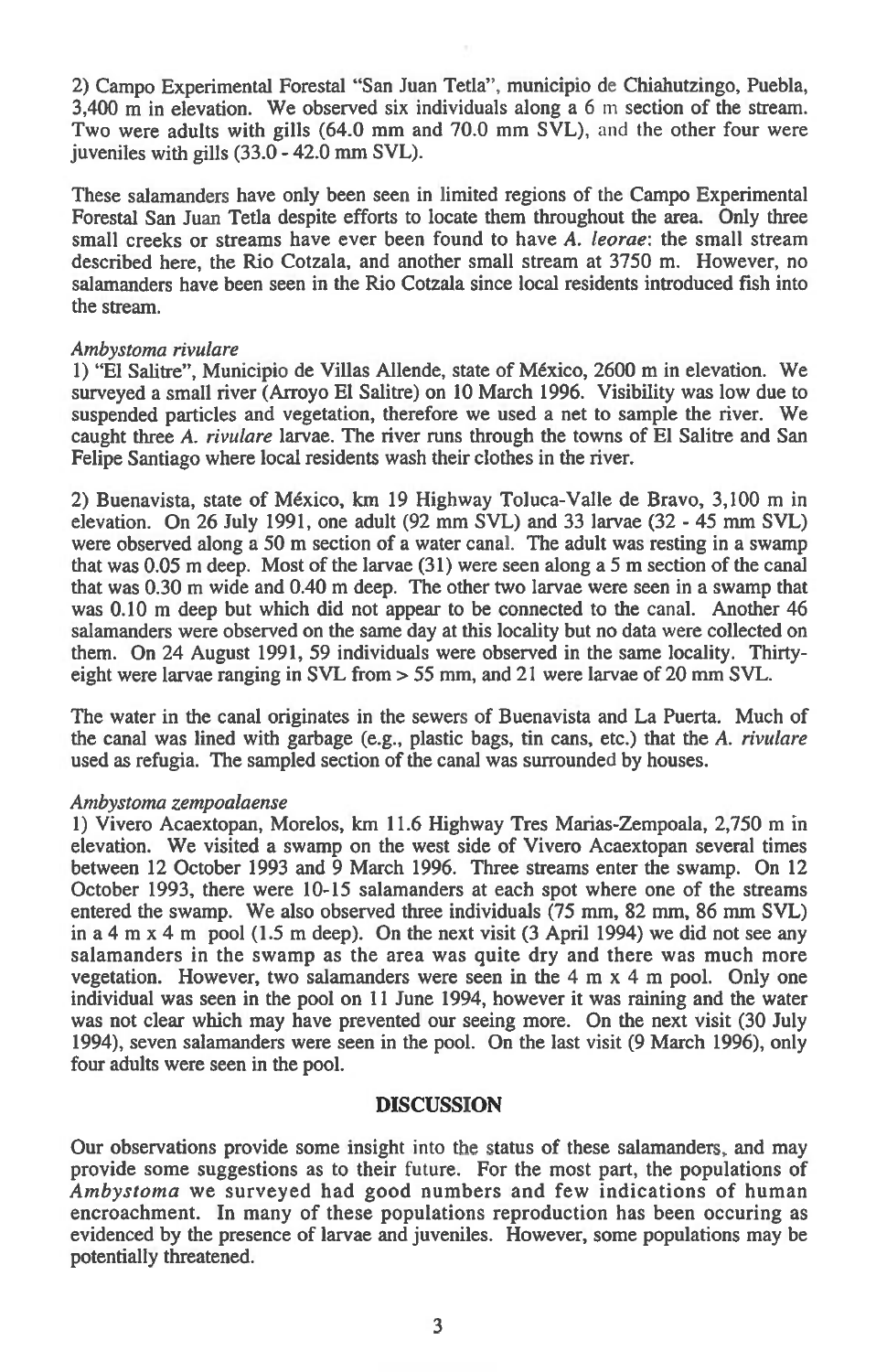2) Campo Experimental Forestal "San Juan Tetla", municipio de Chiahutzingo, Puebla, 3,400 m in elevation. We observed six individuals along a 6 m section of the stream. Two were adults with gills (64.0 mm and 70.0 mm SVL), and the other four were juveniles with gills (33.0 - 42.0 mm SVL).

These salamanders have only been seen in limited regions of the Campo Experimental Forestal San Juan Tetla despite efforts to locate them throughout the area. Only three small creeks or streams have ever been found to have *A. leorae*: the small stream described here, the Rio Cotzala, and another small stream at 3750 m. However, no salamanders have been seen in the Rio Cotzala since local residents introduced fish into the stream.

*Ambystoma rivulare*

1) "El Salitre", Municipio de Villas Allende, state of México, 2600 m in elevation. We surveyed a small river (Arroyo El Salitre) on 10 March 1996. Visibility was low due to suspended particles and vegetation, therefore we used a net to sample the river. We caught three *A. rivulare* larvae. The river runs through the towns of El Salitre and San Felipe Santiago where local residents wash their clothes in the river.

2) Buenavista, state of México, km 19 Highway Toluca-Valle de Bravo, 3,100 m in elevation. On 26 July 1991, one adult (92 mm SVL) and 33 larvae (32 - 45 mm SVL) were observed along a 50 m section of a water canal. The adult was resting in a swamp that was 0.05 m deep. Most of the larvae (31) were seen along a 5 m section of the canal that was 0.30 m wide and 0.40 m deep. The other two larvae were seen in a swamp that was 0.10 m deep but which did not appear to be connected to the canal. Another 46 salamanders were observed on the same day at this locality but no data were collected on them. On 24 August 1991, 59 individuals were observed in the same locality. Thirty-eight were larvae ranging in SVL from > 55 mm, and 21 were larvae of 20 mm SVL.

The water in the canal originates in the sewers of Buenavista and La Puerta. Much of the canal was lined with garbage (e.g., plastic bags, tin cans, etc.) that the *A. rivulare* used as refugia. The sampled section of the canal was surrounded by houses.

*Ambystoma zempoalaense*

1) Vivero Acaextopan, Morelos, km 11.6 Highway Tres Marias-Zempoala, 2,750 m in elevation. We visited a swamp on the west side of Vivero Acaextopan several times between 12 October 1993 and 9 March 1996. Three streams enter the swamp. On 12 October 1993, there were 10-15 salamanders at each spot where one of the streams entered the swamp. We also observed three individuals (75 mm, 82 mm, 86 mm SVL) in a 4 m x 4 m pool (1.5 m deep). On the next visit (3 April 1994) we did not see any salamanders in the swamp as the area was quite dry and there was much more vegetation. However, two salamanders were seen in the 4 m x 4 m pool. Only one individual was seen in the pool on 11 June 1994, however it was raining and the water was not clear which may have prevented our seeing more. On the next visit (30 July 1994), seven salamanders were seen in the pool. On the last visit (9 March 1996), only four adults were seen in the pool.

## DISCUSSION

Our observations provide some insight into the status of these salamanders, and may provide some suggestions as to their future. For the most part, the populations of *Ambystoma* we surveyed had good numbers and few indications of human encroachment. In many of these populations reproduction has been occuring as evidenced by the presence of larvae and juveniles. However, some populations may be potentially threatened.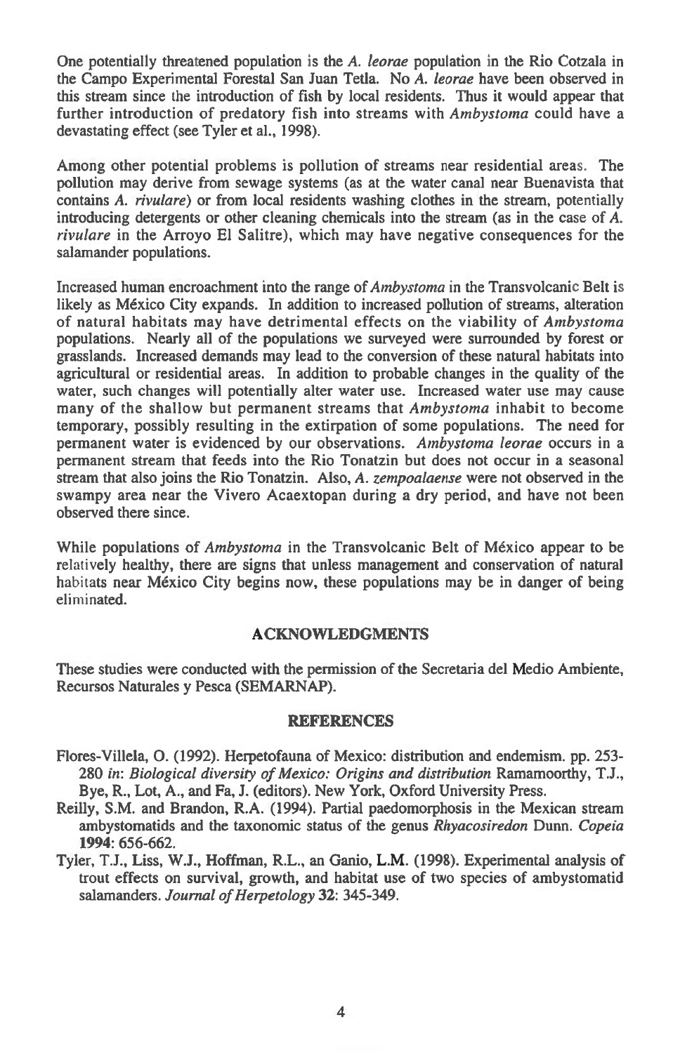One potentially threatened population is the *A. leorae* population in the Rio Cotzala in the Campo Experimental Forestal San Juan Tetla. No *A. leorae* have been observed in this stream since the introduction of fish by local residents. Thus it would appear that further introduction of predatory fish into streams with *Ambystoma* could have a devastating effect (see Tyler et al., 1998).

Among other potential problems is pollution of streams near residential areas. The pollution may derive from sewage systems (as at the water canal near Buenavista that contains *A. rivulare*) or from local residents washing clothes in the stream, potentially introducing detergents or other cleaning chemicals into the stream (as in the case of *A. rivulare* in the Arroyo El Salitre), which may have negative consequences for the salamander populations.

Increased human encroachment into the range of *Ambystoma* in the Transvolcanic Belt is likely as México City expands. In addition to increased pollution of streams, alteration of natural habitats may have detrimental effects on the viability of *Ambystoma* populations. Nearly all of the populations we surveyed were surrounded by forest or grasslands. Increased demands may lead to the conversion of these natural habitats into agricultural or residential areas. In addition to probable changes in the quality of the water, such changes will potentially alter water use. Increased water use may cause many of the shallow but permanent streams that *Ambystoma* inhabit to become temporary, possibly resulting in the extirpation of some populations. The need for permanent water is evidenced by our observations. *Ambystoma leorae* occurs in a permanent stream that feeds into the Rio Tonatzin but does not occur in a seasonal stream that also joins the Rio Tonatzin. Also, *A. zempoalaense* were not observed in the swampy area near the Vivero Acaextopan during a dry period, and have not been observed there since.

While populations of *Ambystoma* in the Transvolcanic Belt of México appear to be relatively healthy, there are signs that unless management and conservation of natural habitats near México City begins now, these populations may be in danger of being eliminated.

## ACKNOWLEDGMENTS

These studies were conducted with the permission of the Secretaria del Medio Ambiente, Recursos Naturales y Pesca (SEMARNAP).

## REFERENCES

Flores-Villela, O. (1992). Herpetofauna of Mexico: distribution and endemism. pp. 253-280 *in*: *Biological diversity of Mexico: Origins and distribution* Ramamoorthy, T.J., Bye, R., Lot, A., and Fa, J. (editors). New York, Oxford University Press.

Reilly, S.M. and Brandon, R.A. (1994). Partial paedomorphosis in the Mexican stream ambystomatids and the taxonomic status of the genus *Rhyacosiredon* Dunn. *Copeia* **1994**: 656-662.

Tyler, T.J., Liss, W.J., Hoffman, R.L., an Ganio, L.M. (1998). Experimental analysis of trout effects on survival, growth, and habitat use of two species of ambystomatid salamanders. *Journal of Herpetology* **32**: 345-349.